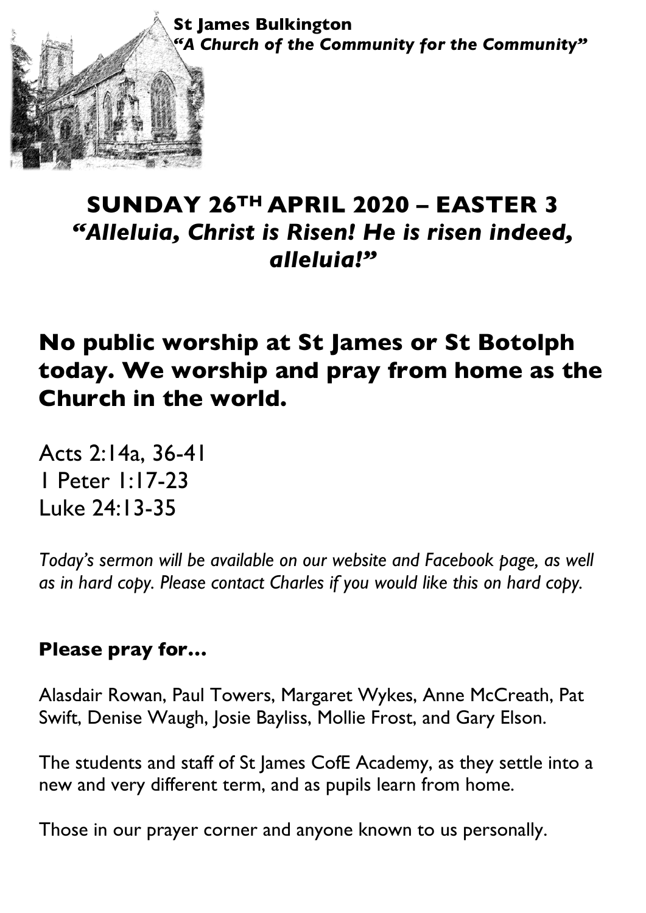**St James Bulkington**
***"A Church of the Community for the Community"***

# SUNDAY 26TH APRIL 2020 – EASTER 3
## *"Alleluia, Christ is Risen! He is risen indeed, alleluia!"*

## No public worship at St James or St Botolph today. We worship and pray from home as the Church in the world.

Acts 2:14a, 36-41
1 Peter 1:17-23
Luke 24:13-35

*Today's sermon will be available on our website and Facebook page, as well as in hard copy. Please contact Charles if you would like this on hard copy.*

### Please pray for…

Alasdair Rowan, Paul Towers, Margaret Wykes, Anne McCreath, Pat Swift, Denise Waugh, Josie Bayliss, Mollie Frost, and Gary Elson.

The students and staff of St James CofE Academy, as they settle into a new and very different term, and as pupils learn from home.

Those in our prayer corner and anyone known to us personally.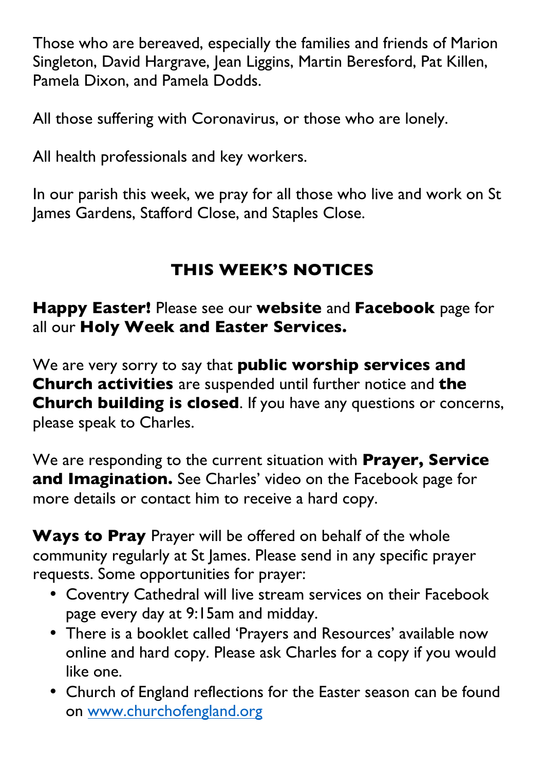Those who are bereaved, especially the families and friends of Marion Singleton, David Hargrave, Jean Liggins, Martin Beresford, Pat Killen, Pamela Dixon, and Pamela Dodds.

All those suffering with Coronavirus, or those who are lonely.

All health professionals and key workers.

In our parish this week, we pray for all those who live and work on St James Gardens, Stafford Close, and Staples Close.

## THIS WEEK'S NOTICES

**Happy Easter!** Please see our **website** and **Facebook** page for all our **Holy Week and Easter Services.**

We are very sorry to say that **public worship services and Church activities** are suspended until further notice and **the Church building is closed**. If you have any questions or concerns, please speak to Charles.

We are responding to the current situation with **Prayer, Service and Imagination.** See Charles' video on the Facebook page for more details or contact him to receive a hard copy.

**Ways to Pray** Prayer will be offered on behalf of the whole community regularly at St James. Please send in any specific prayer requests. Some opportunities for prayer:

- Coventry Cathedral will live stream services on their Facebook page every day at 9:15am and midday.
- There is a booklet called 'Prayers and Resources' available now online and hard copy. Please ask Charles for a copy if you would like one.
- Church of England reflections for the Easter season can be found on [www.churchofengland.org](http://www.churchofengland.org)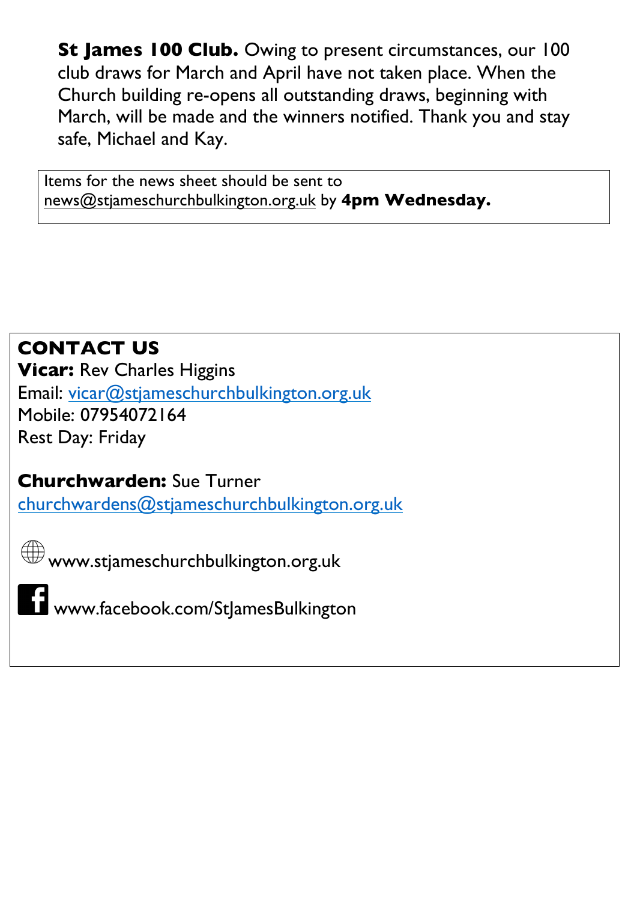**St James 100 Club.** Owing to present circumstances, our 100 club draws for March and April have not taken place. When the Church building re-opens all outstanding draws, beginning with March, will be made and the winners notified. Thank you and stay safe, Michael and Kay.

Items for the news sheet should be sent to news@stjameschurchbulkington.org.uk by **4pm Wednesday.**

## CONTACT US

**Vicar:** Rev Charles Higgins
Email: vicar@stjameschurchbulkington.org.uk
Mobile: 07954072164
Rest Day: Friday

**Churchwarden:** Sue Turner
churchwardens@stjameschurchbulkington.org.uk

www.stjameschurchbulkington.org.uk

www.facebook.com/StJamesBulkington